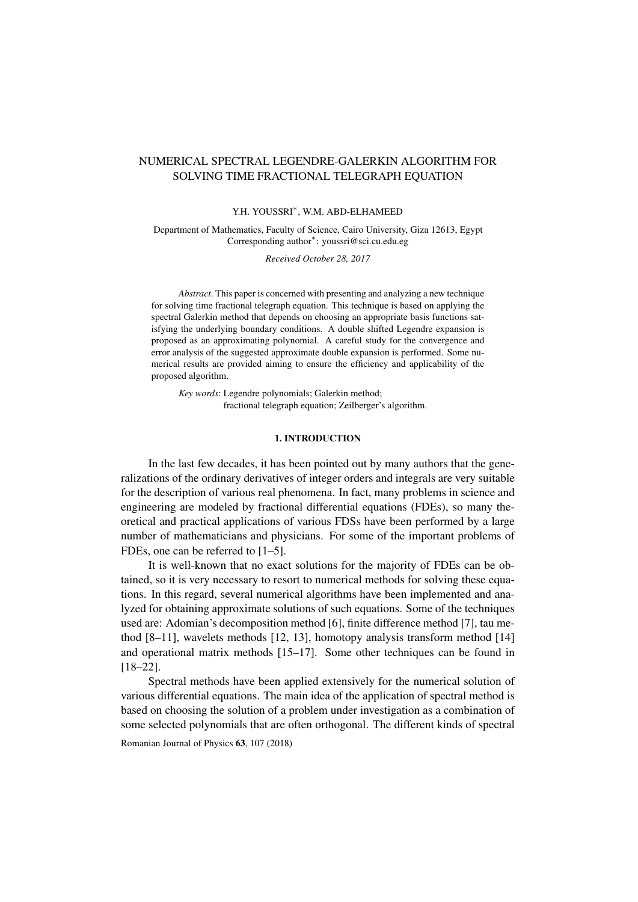# NUMERICAL SPECTRAL LEGENDRE-GALERKIN ALGORITHM FOR SOLVING TIME FRACTIONAL TELEGRAPH EQUATION

Y.H. YOUSSRI*, W.M. ABD-ELHAMEED

Department of Mathematics, Faculty of Science, Cairo University, Giza 12613, Egypt
Corresponding author*: youssri@sci.cu.edu.eg

*Received October 28, 2017*

*Abstract*. This paper is concerned with presenting and analyzing a new technique for solving time fractional telegraph equation. This technique is based on applying the spectral Galerkin method that depends on choosing an appropriate basis functions satisfying the underlying boundary conditions. A double shifted Legendre expansion is proposed as an approximating polynomial. A careful study for the convergence and error analysis of the suggested approximate double expansion is performed. Some numerical results are provided aiming to ensure the efficiency and applicability of the proposed algorithm.

*Key words*: Legendre polynomials; Galerkin method; fractional telegraph equation; Zeilberger's algorithm.

## 1. INTRODUCTION

In the last few decades, it has been pointed out by many authors that the generalizations of the ordinary derivatives of integer orders and integrals are very suitable for the description of various real phenomena. In fact, many problems in science and engineering are modeled by fractional differential equations (FDEs), so many theoretical and practical applications of various FDSs have been performed by a large number of mathematicians and physicians. For some of the important problems of FDEs, one can be referred to [1–5].

It is well-known that no exact solutions for the majority of FDEs can be obtained, so it is very necessary to resort to numerical methods for solving these equations. In this regard, several numerical algorithms have been implemented and analyzed for obtaining approximate solutions of such equations. Some of the techniques used are: Adomian's decomposition method [6], finite difference method [7], tau method [8–11], wavelets methods [12, 13], homotopy analysis transform method [14] and operational matrix methods [15–17]. Some other techniques can be found in [18–22].

Spectral methods have been applied extensively for the numerical solution of various differential equations. The main idea of the application of spectral method is based on choosing the solution of a problem under investigation as a combination of some selected polynomials that are often orthogonal. The different kinds of spectral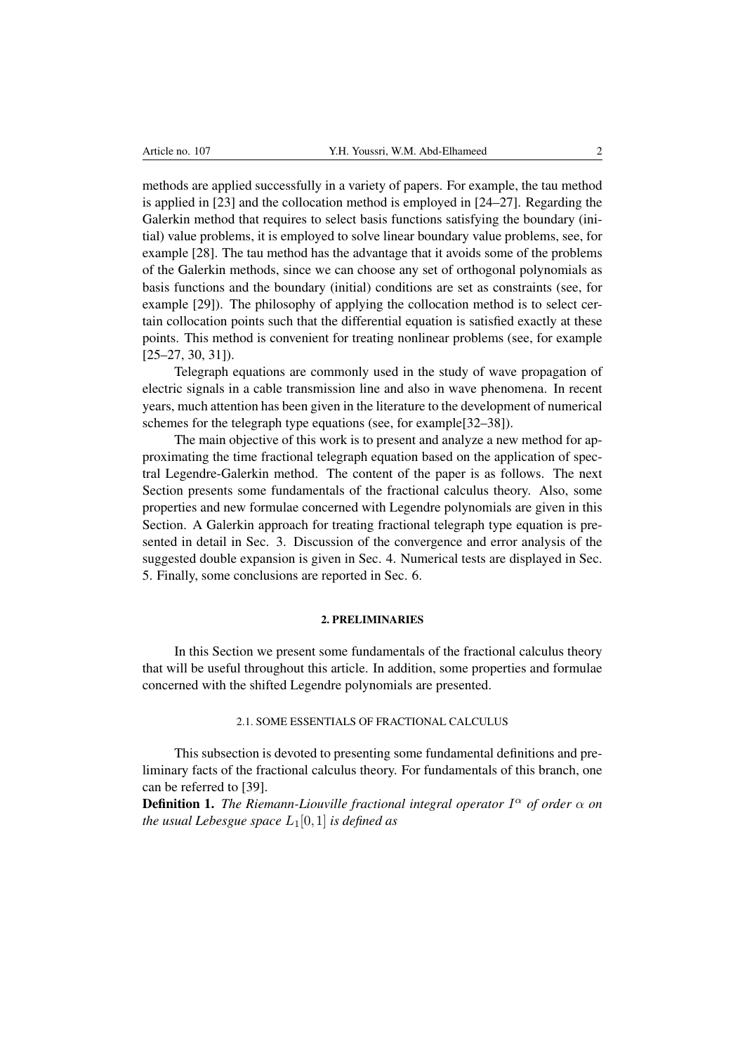methods are applied successfully in a variety of papers. For example, the tau method is applied in [23] and the collocation method is employed in [24–27]. Regarding the Galerkin method that requires to select basis functions satisfying the boundary (initial) value problems, it is employed to solve linear boundary value problems, see, for example [28]. The tau method has the advantage that it avoids some of the problems of the Galerkin methods, since we can choose any set of orthogonal polynomials as basis functions and the boundary (initial) conditions are set as constraints (see, for example [29]). The philosophy of applying the collocation method is to select certain collocation points such that the differential equation is satisfied exactly at these points. This method is convenient for treating nonlinear problems (see, for example [25–27, 30, 31]).

Telegraph equations are commonly used in the study of wave propagation of electric signals in a cable transmission line and also in wave phenomena. In recent years, much attention has been given in the literature to the development of numerical schemes for the telegraph type equations (see, for example[32–38]).

The main objective of this work is to present and analyze a new method for approximating the time fractional telegraph equation based on the application of spectral Legendre-Galerkin method. The content of the paper is as follows. The next Section presents some fundamentals of the fractional calculus theory. Also, some properties and new formulae concerned with Legendre polynomials are given in this Section. A Galerkin approach for treating fractional telegraph type equation is presented in detail in Sec. 3. Discussion of the convergence and error analysis of the suggested double expansion is given in Sec. 4. Numerical tests are displayed in Sec. 5. Finally, some conclusions are reported in Sec. 6.

## 2. PRELIMINARIES

In this Section we present some fundamentals of the fractional calculus theory that will be useful throughout this article. In addition, some properties and formulae concerned with the shifted Legendre polynomials are presented.

### 2.1. SOME ESSENTIALS OF FRACTIONAL CALCULUS

This subsection is devoted to presenting some fundamental definitions and preliminary facts of the fractional calculus theory. For fundamentals of this branch, one can be referred to [39].

**Definition 1.** *The Riemann-Liouville fractional integral operator $I^{\alpha}$ of order $\alpha$ on the usual Lebesgue space $L_1[0,1]$ is defined as*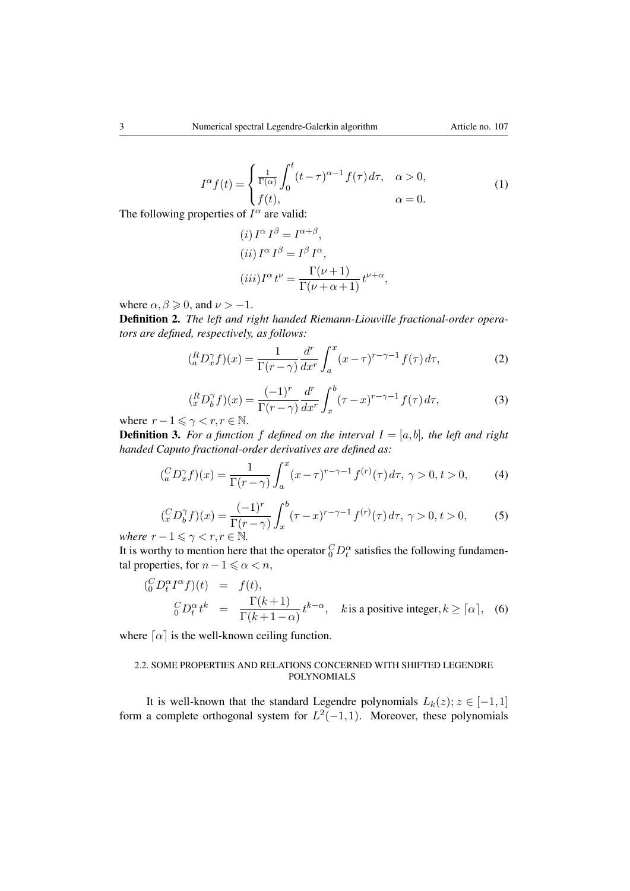$$I^{\alpha} f(t) = \begin{cases} \frac{1}{\Gamma(\alpha)} \displaystyle\int_0^t (t-\tau)^{\alpha-1} f(\tau)\, d\tau, & \alpha > 0, \\ f(t), & \alpha = 0. \end{cases} \tag{1}$$

The following properties of $I^{\alpha}$ are valid:

$$\begin{aligned} &(i)\, I^{\alpha} I^{\beta} = I^{\alpha+\beta}, \\ &(ii)\, I^{\alpha} I^{\beta} = I^{\beta} I^{\alpha}, \\ &(iii) I^{\alpha} t^{\nu} = \frac{\Gamma(\nu+1)}{\Gamma(\nu+\alpha+1)} t^{\nu+\alpha}, \end{aligned}$$

where $\alpha, \beta \geqslant 0$, and $\nu > -1$.

**Definition 2.** *The left and right handed Riemann-Liouville fractional-order operators are defined, respectively, as follows:*

$$({}_{a}^{R}D_{x}^{\gamma} f)(x) = \frac{1}{\Gamma(r-\gamma)} \frac{d^r}{dx^r} \int_a^x (x-\tau)^{r-\gamma-1} f(\tau)\, d\tau, \tag{2}$$

$$({}_{x}^{R}D_{b}^{\gamma} f)(x) = \frac{(-1)^r}{\Gamma(r-\gamma)} \frac{d^r}{dx^r} \int_x^b (\tau-x)^{r-\gamma-1} f(\tau)\, d\tau, \tag{3}$$

where $r-1 \leqslant \gamma < r, r \in \mathbb{N}$.

**Definition 3.** *For a function $f$ defined on the interval $I = [a,b]$, the left and right handed Caputo fractional-order derivatives are defined as:*

$$({}_{a}^{C}D_{x}^{\gamma} f)(x) = \frac{1}{\Gamma(r-\gamma)} \int_a^x (x-\tau)^{r-\gamma-1} f^{(r)}(\tau)\, d\tau,\ \gamma > 0, t > 0, \tag{4}$$

$$({}_{x}^{C}D_{b}^{\gamma} f)(x) = \frac{(-1)^r}{\Gamma(r-\gamma)} \int_x^b (\tau-x)^{r-\gamma-1} f^{(r)}(\tau)\, d\tau,\ \gamma > 0, t > 0, \tag{5}$$

*where* $r-1 \leqslant \gamma < r, r \in \mathbb{N}$.

It is worthy to mention here that the operator ${}_{0}^{C}D_{t}^{\alpha}$ satisfies the following fundamental properties, for $n-1 \leqslant \alpha < n$,

$$\begin{aligned} ({}_{0}^{C}D_{t}^{\alpha} I^{\alpha} f)(t) &= f(t), \\ {}_{0}^{C}D_{t}^{\alpha} t^{k} &= \frac{\Gamma(k+1)}{\Gamma(k+1-\alpha)} t^{k-\alpha}, \quad k \text{ is a positive integer}, k \geq \lceil \alpha \rceil, \end{aligned} \tag{6}$$

where $\lceil \alpha \rceil$ is the well-known ceiling function.

#### 2.2. SOME PROPERTIES AND RELATIONS CONCERNED WITH SHIFTED LEGENDRE POLYNOMIALS

It is well-known that the standard Legendre polynomials $L_k(z); z \in [-1,1]$ form a complete orthogonal system for $L^2(-1,1)$. Moreover, these polynomials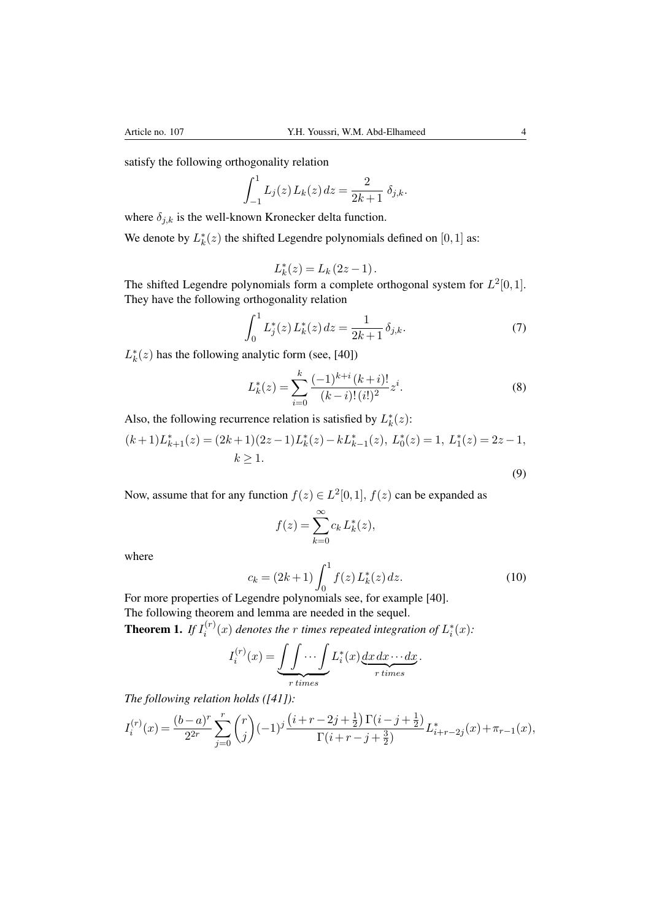satisfy the following orthogonality relation

$$\int_{-1}^{1} L_j(z)\, L_k(z)\, dz = \frac{2}{2k+1}\, \delta_{j,k}.$$

where $\delta_{j,k}$ is the well-known Kronecker delta function.

We denote by $L_k^*(z)$ the shifted Legendre polynomials defined on $[0,1]$ as:

$$L_k^*(z) = L_k\,(2z-1)\,.$$

The shifted Legendre polynomials form a complete orthogonal system for $L^2[0,1]$. They have the following orthogonality relation

$$\int_{0}^{1} L_j^*(z)\, L_k^*(z)\, dz = \frac{1}{2k+1}\, \delta_{j,k}. \tag{7}$$

$L_k^*(z)$ has the following analytic form (see, [40])

$$L_k^*(z) = \sum_{i=0}^{k} \frac{(-1)^{k+i}\,(k+i)!}{(k-i)!\,(i!)^2} z^i. \tag{8}$$

Also, the following recurrence relation is satisfied by $L_k^*(z)$:

$$(k+1)L_{k+1}^*(z) = (2k+1)(2z-1)L_k^*(z) - kL_{k-1}^*(z),\ L_0^*(z) = 1,\ L_1^*(z) = 2z-1,\quad k \geq 1. \tag{9}$$

Now, assume that for any function $f(z) \in L^2[0,1]$, $f(z)$ can be expanded as

$$f(z) = \sum_{k=0}^{\infty} c_k\, L_k^*(z),$$

where

$$c_k = (2k+1) \int_0^1 f(z)\, L_k^*(z)\, dz. \tag{10}$$

For more properties of Legendre polynomials see, for example [40].

The following theorem and lemma are needed in the sequel.

**Theorem 1.** *If $I_i^{(r)}(x)$ denotes the $r$ times repeated integration of $L_i^*(x)$:*

$$I_i^{(r)}(x) = \underbrace{\int\int\cdots\int}_{r\ times} L_i^*(x) \underbrace{dx\, dx \cdots dx}_{r\ times}.$$

*The following relation holds ([41]):*

$$I_i^{(r)}(x) = \frac{(b-a)^r}{2^{2r}} \sum_{j=0}^{r} \binom{r}{j} (-1)^j \frac{\left(i+r-2j+\frac{1}{2}\right)\Gamma(i-j+\frac{1}{2})}{\Gamma(i+r-j+\frac{3}{2})} L_{i+r-2j}^*(x) + \pi_{r-1}(x),$$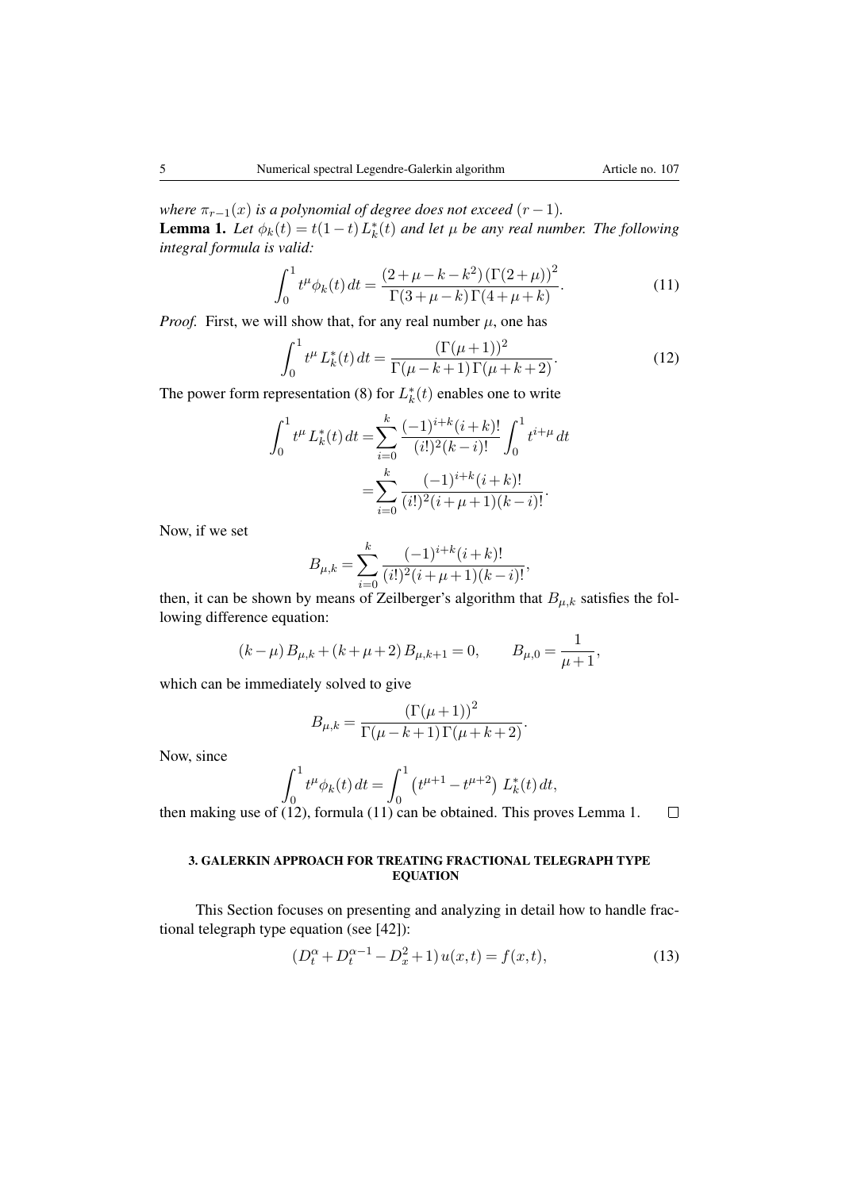*where $\pi_{r-1}(x)$ is a polynomial of degree does not exceed $(r-1)$.*

**Lemma 1.** *Let $\phi_k(t) = t(1-t)\,L_k^*(t)$ and let $\mu$ be any real number. The following integral formula is valid:*

$$\int_0^1 t^{\mu}\phi_k(t)\,dt = \frac{(2+\mu-k-k^2)\left(\Gamma(2+\mu)\right)^2}{\Gamma(3+\mu-k)\,\Gamma(4+\mu+k)}. \tag{11}$$

*Proof.* First, we will show that, for any real number $\mu$, one has

$$\int_0^1 t^{\mu}\,L_k^*(t)\,dt = \frac{(\Gamma(\mu+1))^2}{\Gamma(\mu-k+1)\,\Gamma(\mu+k+2)}. \tag{12}$$

The power form representation (8) for $L_k^*(t)$ enables one to write

$$\begin{aligned}
\int_0^1 t^{\mu}\,L_k^*(t)\,dt &= \sum_{i=0}^{k}\frac{(-1)^{i+k}(i+k)!}{(i!)^2(k-i)!}\int_0^1 t^{i+\mu}\,dt \\
&= \sum_{i=0}^{k}\frac{(-1)^{i+k}(i+k)!}{(i!)^2(i+\mu+1)(k-i)!}.
\end{aligned}$$

Now, if we set

$$B_{\mu,k} = \sum_{i=0}^{k}\frac{(-1)^{i+k}(i+k)!}{(i!)^2(i+\mu+1)(k-i)!},$$

then, it can be shown by means of Zeilberger's algorithm that $B_{\mu,k}$ satisfies the following difference equation:

$$(k-\mu)\,B_{\mu,k} + (k+\mu+2)\,B_{\mu,k+1} = 0, \qquad B_{\mu,0} = \frac{1}{\mu+1},$$

which can be immediately solved to give

$$B_{\mu,k} = \frac{\left(\Gamma(\mu+1)\right)^2}{\Gamma(\mu-k+1)\,\Gamma(\mu+k+2)}.$$

Now, since

$$\int_0^1 t^{\mu}\phi_k(t)\,dt = \int_0^1 \left(t^{\mu+1}-t^{\mu+2}\right)\,L_k^*(t)\,dt,$$

then making use of (12), formula (11) can be obtained. This proves Lemma 1. $\square$

### 3. GALERKIN APPROACH FOR TREATING FRACTIONAL TELEGRAPH TYPE EQUATION

This Section focuses on presenting and analyzing in detail how to handle fractional telegraph type equation (see [42]):

$$(D_t^{\alpha} + D_t^{\alpha-1} - D_x^2 + 1)\,u(x,t) = f(x,t), \tag{13}$$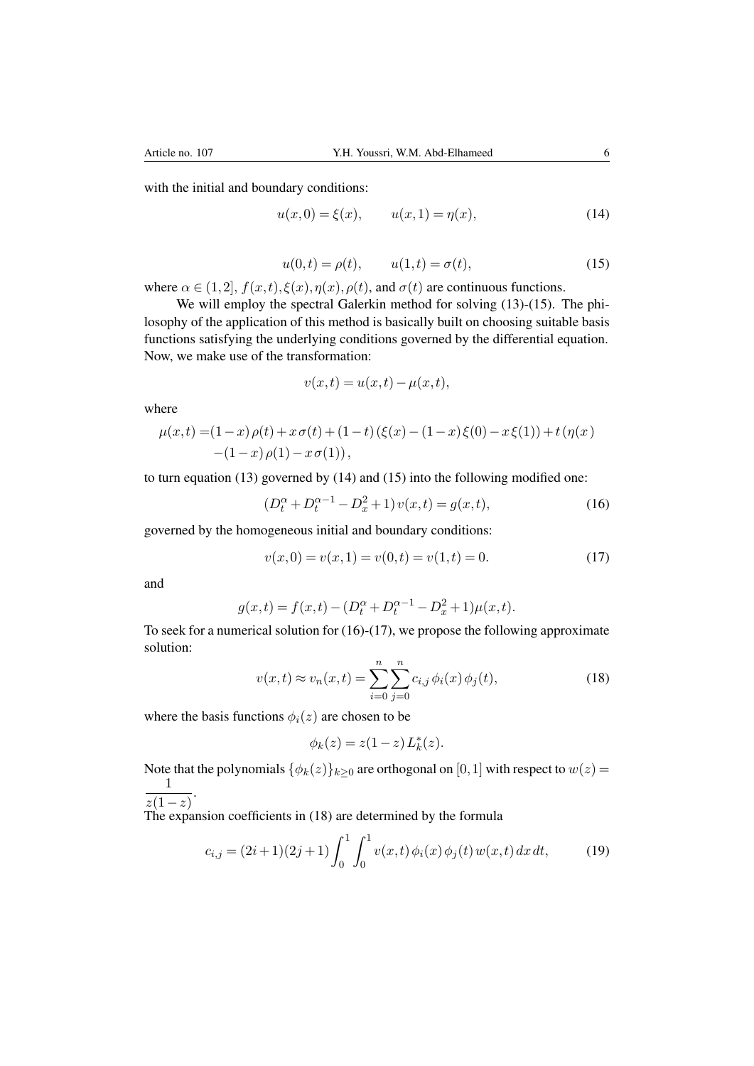with the initial and boundary conditions:

$$u(x,0) = \xi(x), \qquad u(x,1) = \eta(x), \tag{14}$$

$$u(0,t) = \rho(t), \qquad u(1,t) = \sigma(t), \tag{15}$$

where $\alpha \in (1,2]$, $f(x,t), \xi(x), \eta(x), \rho(t)$, and $\sigma(t)$ are continuous functions.

We will employ the spectral Galerkin method for solving (13)-(15). The philosophy of the application of this method is basically built on choosing suitable basis functions satisfying the underlying conditions governed by the differential equation. Now, we make use of the transformation:

$$v(x,t) = u(x,t) - \mu(x,t),$$

where

$$\begin{aligned}\mu(x,t) =& (1-x)\,\rho(t) + x\,\sigma(t) + (1-t)\,(\xi(x) - (1-x)\,\xi(0) - x\,\xi(1)) + t\,(\eta(x) \\ & - (1-x)\,\rho(1) - x\,\sigma(1)),\end{aligned}$$

to turn equation (13) governed by (14) and (15) into the following modified one:

$$(D_t^{\alpha} + D_t^{\alpha-1} - D_x^2 + 1)\, v(x,t) = g(x,t), \tag{16}$$

governed by the homogeneous initial and boundary conditions:

$$v(x,0) = v(x,1) = v(0,t) = v(1,t) = 0. \tag{17}$$

and

$$g(x,t) = f(x,t) - (D_t^{\alpha} + D_t^{\alpha-1} - D_x^2 + 1)\mu(x,t).$$

To seek for a numerical solution for (16)-(17), we propose the following approximate solution:

$$v(x,t) \approx v_n(x,t) = \sum_{i=0}^{n} \sum_{j=0}^{n} c_{i,j}\, \phi_i(x)\, \phi_j(t), \tag{18}$$

where the basis functions $\phi_i(z)$ are chosen to be

$$\phi_k(z) = z(1-z)\, L_k^*(z).$$

Note that the polynomials $\{\phi_k(z)\}_{k \geq 0}$ are orthogonal on $[0,1]$ with respect to $w(z) = \dfrac{1}{z(1-z)}$.

The expansion coefficients in (18) are determined by the formula

$$c_{i,j} = (2i+1)(2j+1) \int_0^1 \int_0^1 v(x,t)\, \phi_i(x)\, \phi_j(t)\, w(x,t)\, dx\, dt, \tag{19}$$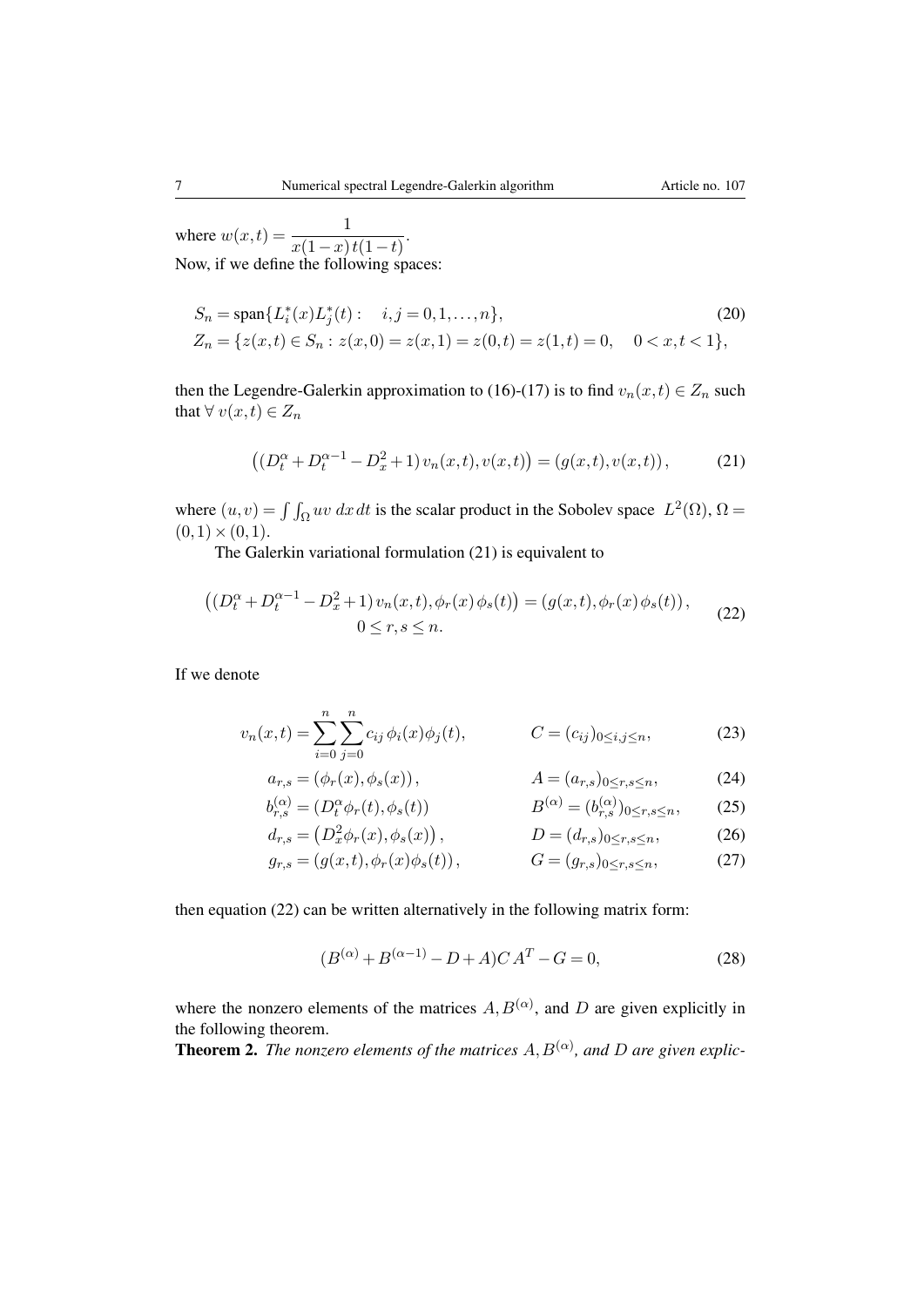where $w(x,t) = \dfrac{1}{x(1-x)\,t(1-t)}$.
Now, if we define the following spaces:

$$
\begin{aligned}
&S_n = \text{span}\{L_i^*(x)L_j^*(t): \quad i,j = 0,1,\ldots,n\}, &(20)\\
&Z_n = \{z(x,t) \in S_n : z(x,0) = z(x,1) = z(0,t) = z(1,t) = 0, \quad 0 < x,t < 1\},
\end{aligned}
$$

then the Legendre-Galerkin approximation to (16)-(17) is to find $v_n(x,t) \in Z_n$ such that $\forall\, v(x,t) \in Z_n$

$$
\left((D_t^\alpha + D_t^{\alpha-1} - D_x^2 + 1)\, v_n(x,t), v(x,t)\right) = \left(g(x,t), v(x,t)\right), \tag{21}
$$

where $(u,v) = \int\int_\Omega uv\; dx\,dt$ is the scalar product in the Sobolev space $L^2(\Omega)$, $\Omega = (0,1)\times(0,1)$.

The Galerkin variational formulation (21) is equivalent to

$$
\begin{aligned}
\left((D_t^\alpha + D_t^{\alpha-1} - D_x^2 + 1)\, v_n(x,t), \phi_r(x)\,\phi_s(t)\right) &= \left(g(x,t), \phi_r(x)\,\phi_s(t)\right),\\
0 \le r,s \le n.&
\end{aligned} \tag{22}
$$

If we denote

$$
\begin{aligned}
v_n(x,t) &= \sum_{i=0}^{n}\sum_{j=0}^{n} c_{ij}\, \phi_i(x)\phi_j(t), & C &= (c_{ij})_{0\le i,j\le n}, &(23)\\
a_{r,s} &= \left(\phi_r(x), \phi_s(x)\right), & A &= (a_{r,s})_{0\le r,s\le n}, &(24)\\
b_{r,s}^{(\alpha)} &= \left(D_t^\alpha \phi_r(t), \phi_s(t)\right) & B^{(\alpha)} &= (b_{r,s}^{(\alpha)})_{0\le r,s\le n}, &(25)\\
d_{r,s} &= \left(D_x^2 \phi_r(x), \phi_s(x)\right), & D &= (d_{r,s})_{0\le r,s\le n}, &(26)\\
g_{r,s} &= \left(g(x,t), \phi_r(x)\phi_s(t)\right), & G &= (g_{r,s})_{0\le r,s\le n}, &(27)
\end{aligned}
$$

then equation (22) can be written alternatively in the following matrix form:

$$
(B^{(\alpha)} + B^{(\alpha-1)} - D + A)C\,A^T - G = 0, \tag{28}
$$

where the nonzero elements of the matrices $A, B^{(\alpha)}$, and $D$ are given explicitly in the following theorem.

**Theorem 2.** *The nonzero elements of the matrices $A, B^{(\alpha)}$, and $D$ are given explic-*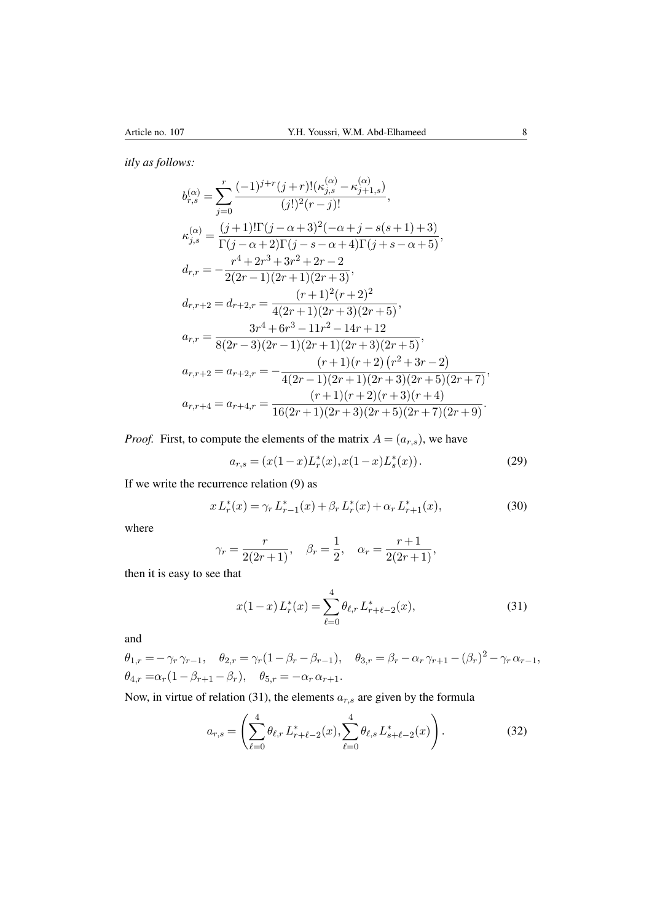*itly as follows:*

$$
\begin{aligned}
b_{r,s}^{(\alpha)} &= \sum_{j=0}^{r} \frac{(-1)^{j+r}(j+r)!(\kappa_{j,s}^{(\alpha)} - \kappa_{j+1,s}^{(\alpha)})}{(j!)^2(r-j)!}, \\
\kappa_{j,s}^{(\alpha)} &= \frac{(j+1)!\Gamma(j-\alpha+3)^2(-\alpha+j-s(s+1)+3)}{\Gamma(j-\alpha+2)\Gamma(j-s-\alpha+4)\Gamma(j+s-\alpha+5)}, \\
d_{r,r} &= -\frac{r^4+2r^3+3r^2+2r-2}{2(2r-1)(2r+1)(2r+3)}, \\
d_{r,r+2} &= d_{r+2,r} = \frac{(r+1)^2(r+2)^2}{4(2r+1)(2r+3)(2r+5)}, \\
a_{r,r} &= \frac{3r^4+6r^3-11r^2-14r+12}{8(2r-3)(2r-1)(2r+1)(2r+3)(2r+5)}, \\
a_{r,r+2} &= a_{r+2,r} = -\frac{(r+1)(r+2)\left(r^2+3r-2\right)}{4(2r-1)(2r+1)(2r+3)(2r+5)(2r+7)}, \\
a_{r,r+4} &= a_{r+4,r} = \frac{(r+1)(r+2)(r+3)(r+4)}{16(2r+1)(2r+3)(2r+5)(2r+7)(2r+9)}.
\end{aligned}
$$

*Proof.* First, to compute the elements of the matrix $A = (a_{r,s})$, we have

$$
a_{r,s} = (x(1-x)L_r^*(x), x(1-x)L_s^*(x)). \tag{29}
$$

If we write the recurrence relation (9) as

$$
x\,L_r^*(x) = \gamma_r\,L_{r-1}^*(x) + \beta_r\,L_r^*(x) + \alpha_r\,L_{r+1}^*(x), \tag{30}
$$

where

$$
\gamma_r = \frac{r}{2(2r+1)}, \quad \beta_r = \frac{1}{2}, \quad \alpha_r = \frac{r+1}{2(2r+1)},
$$

then it is easy to see that

$$
x(1-x)\,L_r^*(x) = \sum_{\ell=0}^{4} \theta_{\ell,r}\,L_{r+\ell-2}^*(x), \tag{31}
$$

and

$$
\begin{aligned}
\theta_{1,r} &= -\gamma_r\,\gamma_{r-1}, \quad \theta_{2,r} = \gamma_r(1-\beta_r-\beta_{r-1}), \quad \theta_{3,r} = \beta_r - \alpha_r\,\gamma_{r+1} - (\beta_r)^2 - \gamma_r\,\alpha_{r-1}, \\
\theta_{4,r} &= \alpha_r(1-\beta_{r+1}-\beta_r), \quad \theta_{5,r} = -\alpha_r\,\alpha_{r+1}.
\end{aligned}
$$

Now, in virtue of relation (31), the elements $a_{r,s}$ are given by the formula

$$
a_{r,s} = \left( \sum_{\ell=0}^{4} \theta_{\ell,r}\,L_{r+\ell-2}^*(x), \sum_{\ell=0}^{4} \theta_{\ell,s}\,L_{s+\ell-2}^*(x) \right). \tag{32}
$$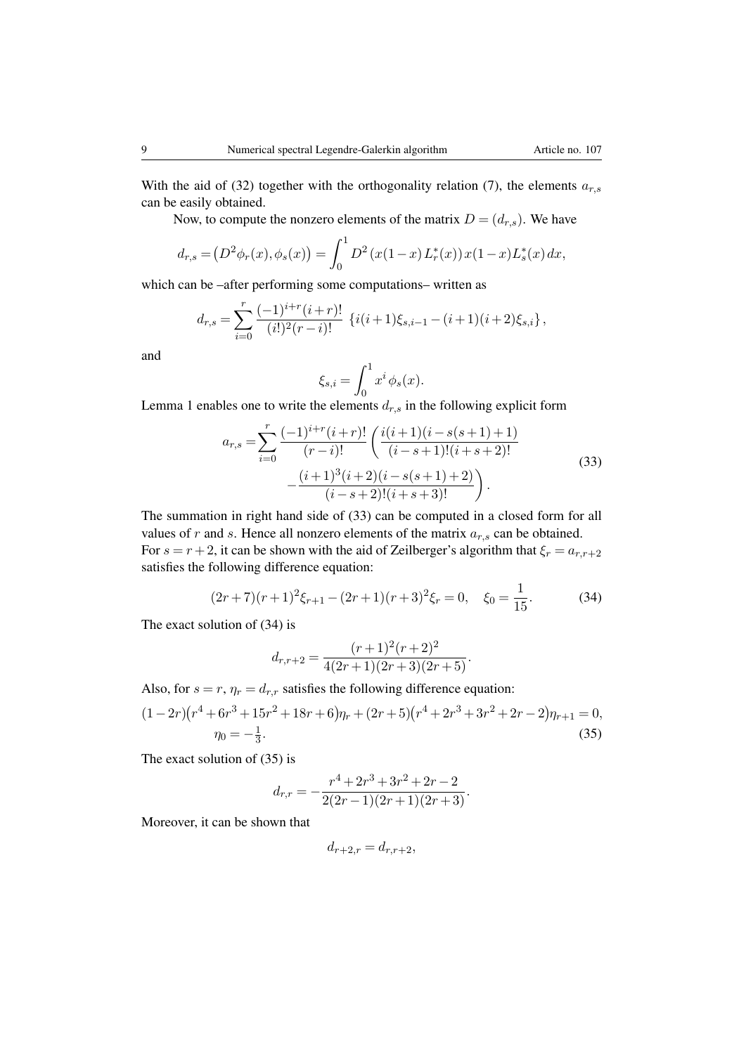With the aid of (32) together with the orthogonality relation (7), the elements $a_{r,s}$ can be easily obtained.

Now, to compute the nonzero elements of the matrix $D = (d_{r,s})$. We have

$$d_{r,s} = \big(D^2\phi_r(x), \phi_s(x)\big) = \int_0^1 D^2\left(x(1-x)\,L_r^*(x)\right) x(1-x) L_s^*(x)\,dx,$$

which can be –after performing some computations– written as

$$d_{r,s} = \sum_{i=0}^{r} \frac{(-1)^{i+r}(i+r)!}{(i!)^2(r-i)!}\,\left\{i(i+1)\xi_{s,i-1} - (i+1)(i+2)\xi_{s,i}\right\},$$

and

$$\xi_{s,i} = \int_0^1 x^i\,\phi_s(x).$$

Lemma 1 enables one to write the elements $d_{r,s}$ in the following explicit form

$$\begin{aligned} a_{r,s} = \sum_{i=0}^{r} \frac{(-1)^{i+r}(i+r)!}{(r-i)!} \Bigg( & \frac{i(i+1)(i-s(s+1)+1)}{(i-s+1)!(i+s+2)!} \\ & - \frac{(i+1)^3(i+2)(i-s(s+1)+2)}{(i-s+2)!(i+s+3)!} \Bigg). \end{aligned} \tag{33}$$

The summation in right hand side of (33) can be computed in a closed form for all values of $r$ and $s$. Hence all nonzero elements of the matrix $a_{r,s}$ can be obtained. For $s = r+2$, it can be shown with the aid of Zeilberger's algorithm that $\xi_r = a_{r,r+2}$ satisfies the following difference equation:

$$(2r+7)(r+1)^2\xi_{r+1} - (2r+1)(r+3)^2\xi_r = 0, \quad \xi_0 = \frac{1}{15}. \tag{34}$$

The exact solution of (34) is

$$d_{r,r+2} = \frac{(r+1)^2(r+2)^2}{4(2r+1)(2r+3)(2r+5)}.$$

Also, for $s = r$, $\eta_r = d_{r,r}$ satisfies the following difference equation:

$$\begin{aligned} &(1-2r)\big(r^4+6r^3+15r^2+18r+6\big)\eta_r + (2r+5)\big(r^4+2r^3+3r^2+2r-2\big)\eta_{r+1} = 0, \\ &\eta_0 = -\tfrac{1}{3}. \end{aligned} \tag{35}$$

The exact solution of (35) is

$$d_{r,r} = -\frac{r^4+2r^3+3r^2+2r-2}{2(2r-1)(2r+1)(2r+3)}.$$

Moreover, it can be shown that

$$d_{r+2,r} = d_{r,r+2},$$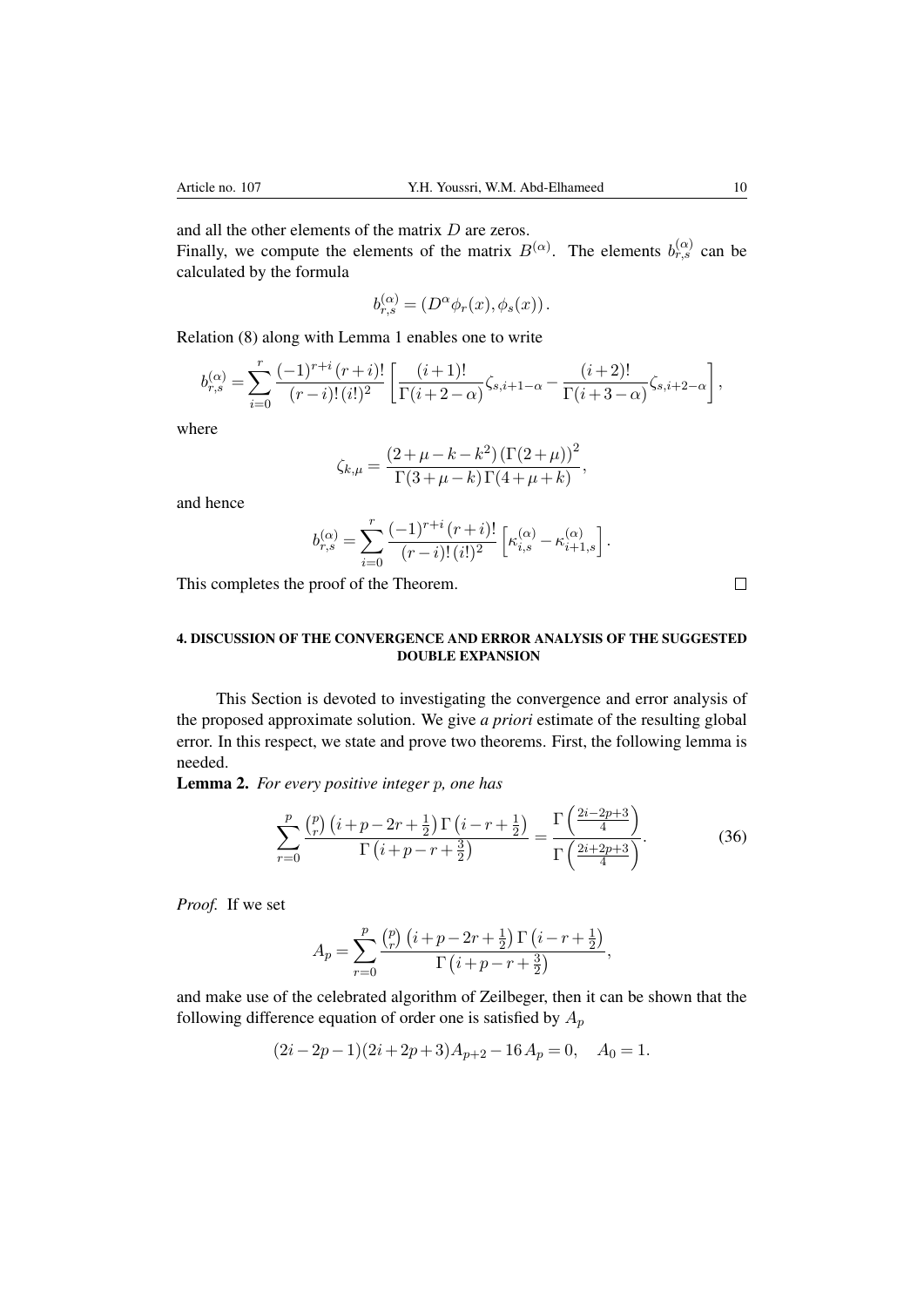and all the other elements of the matrix $D$ are zeros.

Finally, we compute the elements of the matrix $B^{(\alpha)}$. The elements $b_{r,s}^{(\alpha)}$ can be calculated by the formula

$$b_{r,s}^{(\alpha)} = \left(D^{\alpha}\phi_r(x), \phi_s(x)\right).$$

Relation (8) along with Lemma 1 enables one to write

$$b_{r,s}^{(\alpha)} = \sum_{i=0}^{r} \frac{(-1)^{r+i}\,(r+i)!}{(r-i)!\,(i!)^2}\left[\frac{(i+1)!}{\Gamma(i+2-\alpha)}\zeta_{s,i+1-\alpha} - \frac{(i+2)!}{\Gamma(i+3-\alpha)}\zeta_{s,i+2-\alpha}\right],$$

where

$$\zeta_{k,\mu} = \frac{(2+\mu-k-k^2)\left(\Gamma(2+\mu)\right)^2}{\Gamma(3+\mu-k)\,\Gamma(4+\mu+k)},$$

and hence

$$b_{r,s}^{(\alpha)} = \sum_{i=0}^{r} \frac{(-1)^{r+i}\,(r+i)!}{(r-i)!\,(i!)^2}\left[\kappa_{i,s}^{(\alpha)} - \kappa_{i+1,s}^{(\alpha)}\right].$$

This completes the proof of the Theorem. □

## 4. DISCUSSION OF THE CONVERGENCE AND ERROR ANALYSIS OF THE SUGGESTED DOUBLE EXPANSION

This Section is devoted to investigating the convergence and error analysis of the proposed approximate solution. We give *a priori* estimate of the resulting global error. In this respect, we state and prove two theorems. First, the following lemma is needed.

**Lemma 2.** *For every positive integer $p$, one has*

$$\sum_{r=0}^{p} \frac{\binom{p}{r}\left(i+p-2r+\frac{1}{2}\right)\Gamma\left(i-r+\frac{1}{2}\right)}{\Gamma\left(i+p-r+\frac{3}{2}\right)} = \frac{\Gamma\left(\frac{2i-2p+3}{4}\right)}{\Gamma\left(\frac{2i+2p+3}{4}\right)}. \tag{36}$$

*Proof.* If we set

$$A_p = \sum_{r=0}^{p} \frac{\binom{p}{r}\left(i+p-2r+\frac{1}{2}\right)\Gamma\left(i-r+\frac{1}{2}\right)}{\Gamma\left(i+p-r+\frac{3}{2}\right)},$$

and make use of the celebrated algorithm of Zeilbeger, then it can be shown that the following difference equation of order one is satisfied by $A_p$

$$(2i-2p-1)(2i+2p+3)A_{p+2} - 16\,A_p = 0, \quad A_0 = 1.$$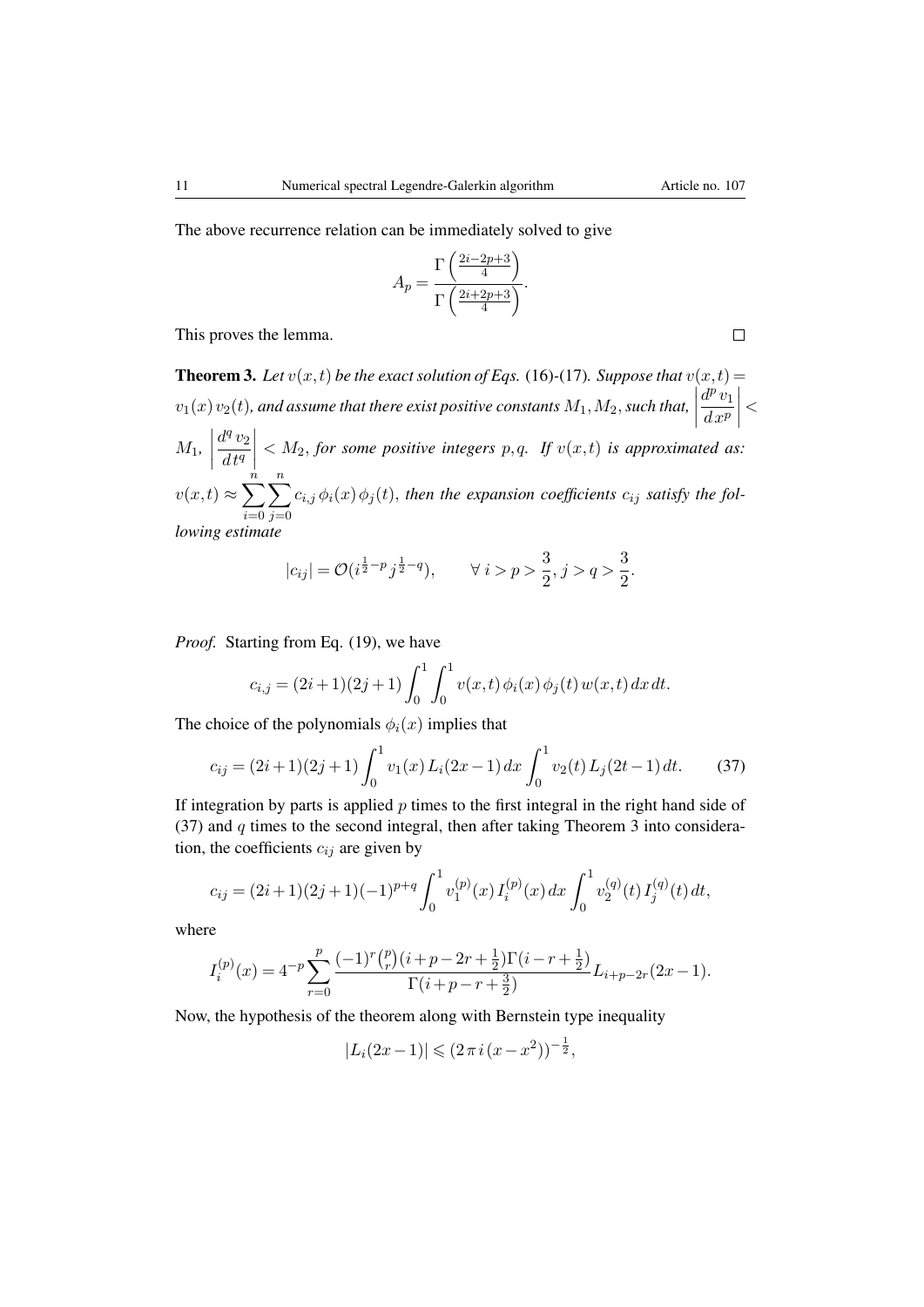The above recurrence relation can be immediately solved to give

$$A_p = \frac{\Gamma\left(\frac{2i-2p+3}{4}\right)}{\Gamma\left(\frac{2i+2p+3}{4}\right)}.$$

This proves the lemma. $\square$

**Theorem 3.** *Let $v(x,t)$ be the exact solution of Eqs.* (16)-(17)*. Suppose that $v(x,t) = v_1(x)\,v_2(t)$, and assume that there exist positive constants $M_1, M_2$, such that, $\left|\frac{d^p\,v_1}{d\,x^p}\right| < M_1$, $\left|\frac{d^q\,v_2}{d\,t^q}\right| < M_2$, for some positive integers $p,q$. If $v(x,t)$ is approximated as: $v(x,t) \approx \sum_{i=0}^{n}\sum_{j=0}^{n} c_{i,j}\,\phi_i(x)\,\phi_j(t)$, then the expansion coefficients $c_{ij}$ satisfy the following estimate*

$$|c_{ij}| = \mathcal{O}(i^{\frac{1}{2}-p}\,j^{\frac{1}{2}-q}), \qquad \forall\; i > p > \frac{3}{2}, j > q > \frac{3}{2}.$$

*Proof.* Starting from Eq. (19), we have

$$c_{i,j} = (2i+1)(2j+1)\int_0^1\int_0^1 v(x,t)\,\phi_i(x)\,\phi_j(t)\,w(x,t)\,dx\,dt.$$

The choice of the polynomials $\phi_i(x)$ implies that

$$c_{ij} = (2i+1)(2j+1)\int_0^1 v_1(x)\,L_i(2x-1)\,dx \int_0^1 v_2(t)\,L_j(2t-1)\,dt. \tag{37}$$

If integration by parts is applied $p$ times to the first integral in the right hand side of (37) and $q$ times to the second integral, then after taking Theorem 3 into consideration, the coefficients $c_{ij}$ are given by

$$c_{ij} = (2i+1)(2j+1)(-1)^{p+q}\int_0^1 v_1^{(p)}(x)\,I_i^{(p)}(x)\,dx\int_0^1 v_2^{(q)}(t)\,I_j^{(q)}(t)\,dt,$$

where

$$I_i^{(p)}(x) = 4^{-p}\sum_{r=0}^{p}\frac{(-1)^r\binom{p}{r}(i+p-2r+\frac{1}{2})\Gamma(i-r+\frac{1}{2})}{\Gamma(i+p-r+\frac{3}{2})}L_{i+p-2r}(2x-1).$$

Now, the hypothesis of the theorem along with Bernstein type inequality

$$|L_i(2x-1)| \leqslant (2\,\pi\,i\,(x-x^2))^{-\frac{1}{2}},$$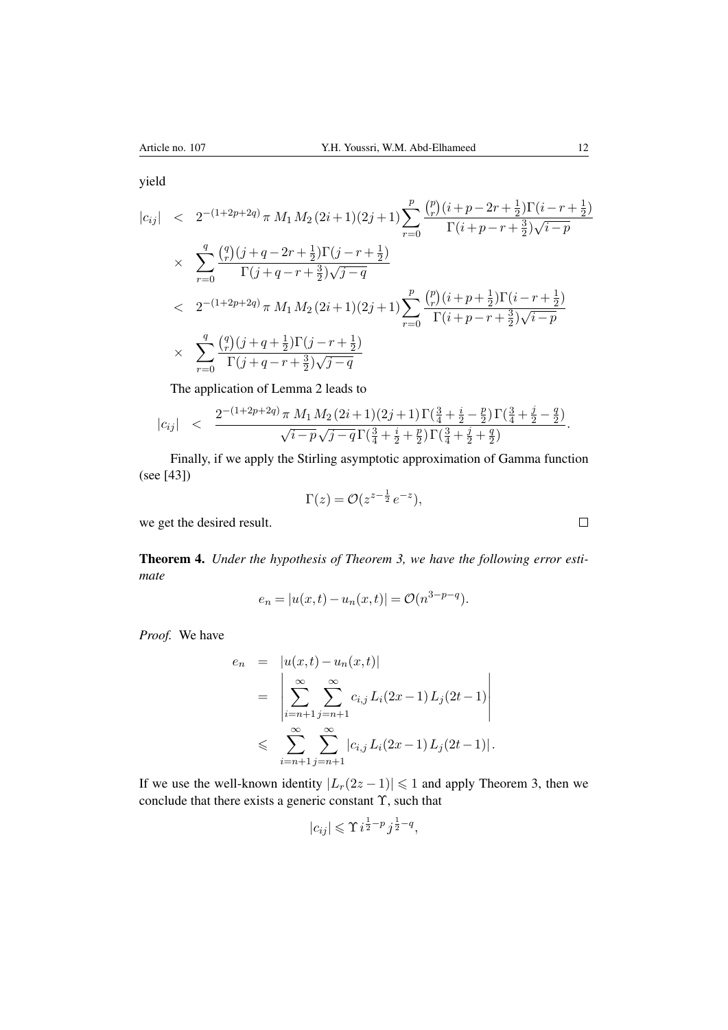yield

$$
\begin{aligned}
|c_{ij}| &< 2^{-(1+2p+2q)}\,\pi\, M_1\, M_2\,(2i+1)(2j+1)\sum_{r=0}^{p}\frac{\binom{p}{r}(i+p-2r+\frac{1}{2})\Gamma(i-r+\frac{1}{2})}{\Gamma(i+p-r+\frac{3}{2})\sqrt{i-p}}\\
&\times \sum_{r=0}^{q}\frac{\binom{q}{r}(j+q-2r+\frac{1}{2})\Gamma(j-r+\frac{1}{2})}{\Gamma(j+q-r+\frac{3}{2})\sqrt{j-q}}\\
&< 2^{-(1+2p+2q)}\,\pi\, M_1\, M_2\,(2i+1)(2j+1)\sum_{r=0}^{p}\frac{\binom{p}{r}(i+p+\frac{1}{2})\Gamma(i-r+\frac{1}{2})}{\Gamma(i+p-r+\frac{3}{2})\sqrt{i-p}}\\
&\times \sum_{r=0}^{q}\frac{\binom{q}{r}(j+q+\frac{1}{2})\Gamma(j-r+\frac{1}{2})}{\Gamma(j+q-r+\frac{3}{2})\sqrt{j-q}}
\end{aligned}
$$

The application of Lemma 2 leads to

$$
|c_{ij}| \;<\; \frac{2^{-(1+2p+2q)}\,\pi\, M_1\, M_2\,(2i+1)(2j+1)\,\Gamma(\frac{3}{4}+\frac{i}{2}-\frac{p}{2})\,\Gamma(\frac{3}{4}+\frac{j}{2}-\frac{q}{2})}{\sqrt{i-p}\,\sqrt{j-q}\,\Gamma(\frac{3}{4}+\frac{i}{2}+\frac{p}{2})\,\Gamma(\frac{3}{4}+\frac{j}{2}+\frac{q}{2})}.
$$

Finally, if we apply the Stirling asymptotic approximation of Gamma function (see [43])

$$
\Gamma(z) = \mathcal{O}(z^{z-\frac{1}{2}}\,e^{-z}),
$$

we get the desired result. $\square$

**Theorem 4.** *Under the hypothesis of Theorem 3, we have the following error estimate*

$$
e_n = |u(x,t) - u_n(x,t)| = \mathcal{O}(n^{3-p-q}).
$$

*Proof.* We have

$$
\begin{aligned}
e_n &= |u(x,t) - u_n(x,t)|\\
&= \left|\sum_{i=n+1}^{\infty}\sum_{j=n+1}^{\infty} c_{i,j}\, L_i(2x-1)\, L_j(2t-1)\right|\\
&\leqslant \sum_{i=n+1}^{\infty}\sum_{j=n+1}^{\infty} \left|c_{i,j}\, L_i(2x-1)\, L_j(2t-1)\right|.
\end{aligned}
$$

If we use the well-known identity $|L_r(2z-1)| \leqslant 1$ and apply Theorem 3, then we conclude that there exists a generic constant $\Upsilon$, such that

$$
|c_{ij}| \leqslant \Upsilon\, i^{\frac{1}{2}-p}\, j^{\frac{1}{2}-q},
$$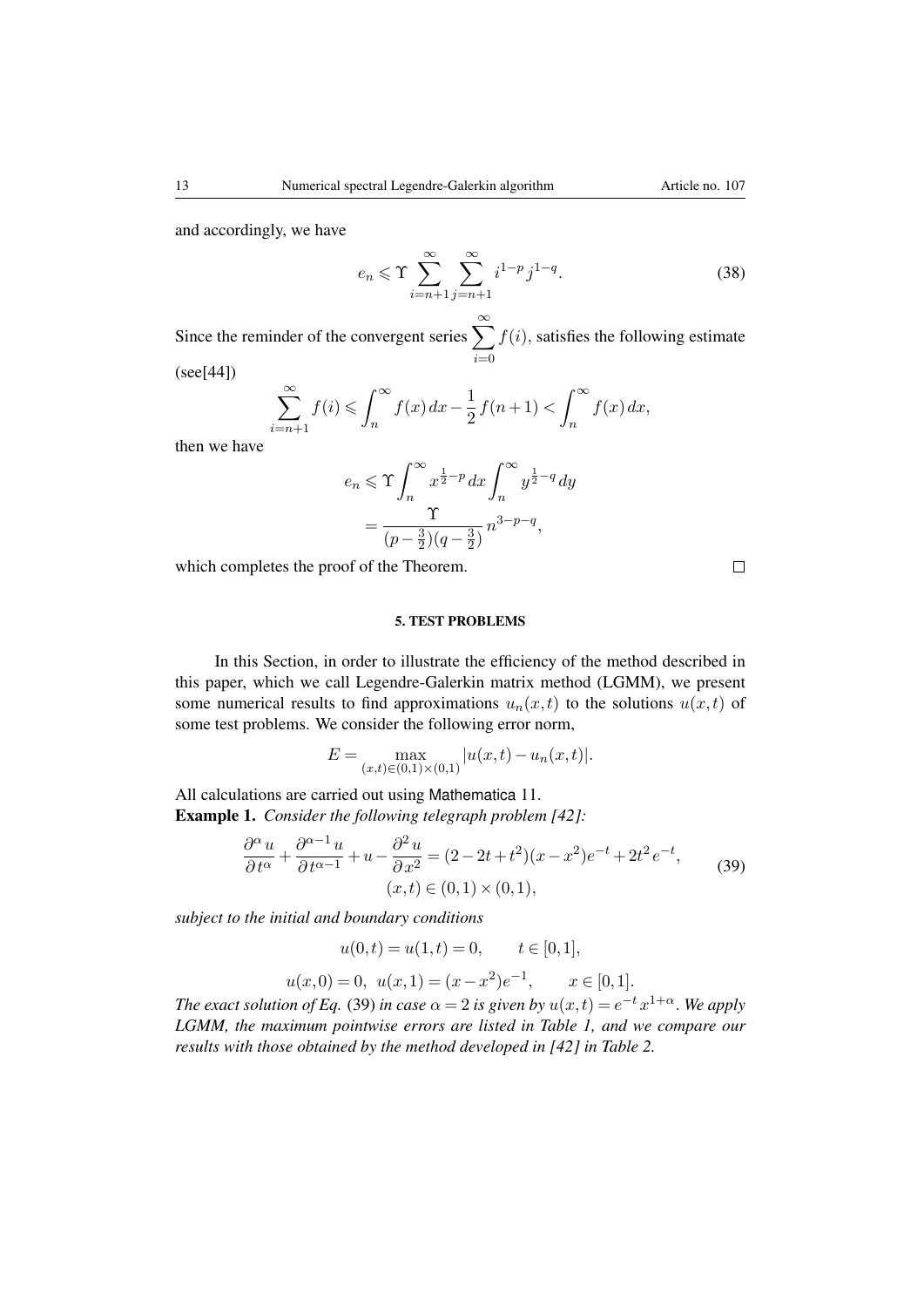and accordingly, we have

$$e_n \leqslant \Upsilon \sum_{i=n+1}^{\infty} \sum_{j=n+1}^{\infty} i^{1-p} j^{1-q}. \tag{38}$$

Since the reminder of the convergent series $\sum_{i=0}^{\infty} f(i)$, satisfies the following estimate (see[44])

$$\sum_{i=n+1}^{\infty} f(i) \leqslant \int_n^{\infty} f(x)\,dx - \frac{1}{2} f(n+1) < \int_n^{\infty} f(x)\,dx,$$

then we have

$$\begin{aligned} e_n &\leqslant \Upsilon \int_n^{\infty} x^{\frac{1}{2}-p}\,dx \int_n^{\infty} y^{\frac{1}{2}-q}\,dy \\ &= \frac{\Upsilon}{(p-\frac{3}{2})(q-\frac{3}{2})}\, n^{3-p-q}, \end{aligned}$$

which completes the proof of the Theorem. □

## 5. TEST PROBLEMS

In this Section, in order to illustrate the efficiency of the method described in this paper, which we call Legendre-Galerkin matrix method (LGMM), we present some numerical results to find approximations $u_n(x,t)$ to the solutions $u(x,t)$ of some test problems. We consider the following error norm,

$$E = \max_{(x,t)\in(0,1)\times(0,1)} |u(x,t) - u_n(x,t)|.$$

All calculations are carried out using Mathematica 11.

**Example 1.** *Consider the following telegraph problem [42]:*

$$\frac{\partial^{\alpha} u}{\partial t^{\alpha}} + \frac{\partial^{\alpha-1} u}{\partial t^{\alpha-1}} + u - \frac{\partial^2 u}{\partial x^2} = (2-2t+t^2)(x-x^2)e^{-t} + 2t^2 e^{-t}, \qquad (x,t) \in (0,1)\times(0,1), \tag{39}$$

*subject to the initial and boundary conditions*

$$u(0,t) = u(1,t) = 0, \qquad t \in [0,1],$$

$$u(x,0) = 0, \;\; u(x,1) = (x-x^2)e^{-1}, \qquad x \in [0,1].$$

*The exact solution of Eq.* (39) *in case $\alpha = 2$ is given by $u(x,t) = e^{-t} x^{1+\alpha}$. We apply LGMM, the maximum pointwise errors are listed in Table 1, and we compare our results with those obtained by the method developed in [42] in Table 2.*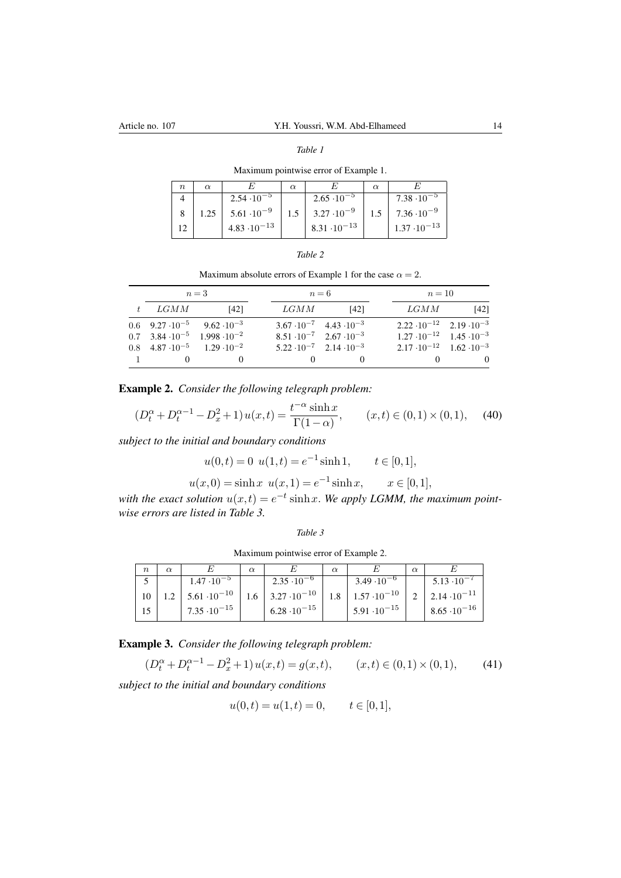*Table 1*

Maximum pointwise error of Example 1.

| $n$ | $\alpha$ | $E$ | $\alpha$ | $E$ | $\alpha$ | $E$ |
|---|---|---|---|---|---|---|
| 4 | | $2.54 \cdot 10^{-5}$ | | $2.65 \cdot 10^{-5}$ | | $7.38 \cdot 10^{-5}$ |
| 8 | 1.25 | $5.61 \cdot 10^{-9}$ | 1.5 | $3.27 \cdot 10^{-9}$ | 1.5 | $7.36 \cdot 10^{-9}$ |
| 12 | | $4.83 \cdot 10^{-13}$ | | $8.31 \cdot 10^{-13}$ | | $1.37 \cdot 10^{-13}$ |

*Table 2*

Maximum absolute errors of Example 1 for the case $\alpha = 2$.

| | $n=3$ | | $n=6$ | | $n=10$ | |
|---|---|---|---|---|---|---|
| $t$ | $LGMM$ | [42] | $LGMM$ | [42] | $LGMM$ | [42] |
| 0.6 | $9.27 \cdot 10^{-5}$ | $9.62 \cdot 10^{-3}$ | $3.67 \cdot 10^{-7}$ | $4.43 \cdot 10^{-3}$ | $2.22 \cdot 10^{-12}$ | $2.19 \cdot 10^{-3}$ |
| 0.7 | $3.84 \cdot 10^{-5}$ | $1.998 \cdot 10^{-2}$ | $8.51 \cdot 10^{-7}$ | $2.67 \cdot 10^{-3}$ | $1.27 \cdot 10^{-12}$ | $1.45 \cdot 10^{-3}$ |
| 0.8 | $4.87 \cdot 10^{-5}$ | $1.29 \cdot 10^{-2}$ | $5.22 \cdot 10^{-7}$ | $2.14 \cdot 10^{-3}$ | $2.17 \cdot 10^{-12}$ | $1.62 \cdot 10^{-3}$ |
| 1 | 0 | 0 | 0 | 0 | 0 | 0 |

**Example 2.** *Consider the following telegraph problem:*

$$(D_t^{\alpha} + D_t^{\alpha-1} - D_x^2 + 1)\, u(x,t) = \frac{t^{-\alpha} \sinh x}{\Gamma(1-\alpha)}, \qquad (x,t) \in (0,1) \times (0,1), \tag{40}$$

*subject to the initial and boundary conditions*

$$u(0,t) = 0 \;\; u(1,t) = e^{-1} \sinh 1, \qquad t \in [0,1],$$

$$u(x,0) = \sinh x \;\; u(x,1) = e^{-1} \sinh x, \qquad x \in [0,1],$$

*with the exact solution $u(x,t) = e^{-t} \sinh x$. We apply LGMM, the maximum pointwise errors are listed in Table 3.*

*Table 3*

Maximum pointwise error of Example 2.

| $n$ | $\alpha$ | $E$ | $\alpha$ | $E$ | $\alpha$ | $E$ | $\alpha$ | $E$ |
|---|---|---|---|---|---|---|---|---|
| 5 | | $1.47 \cdot 10^{-5}$ | | $2.35 \cdot 10^{-6}$ | | $3.49 \cdot 10^{-6}$ | | $5.13 \cdot 10^{-7}$ |
| 10 | 1.2 | $5.61 \cdot 10^{-10}$ | 1.6 | $3.27 \cdot 10^{-10}$ | 1.8 | $1.57 \cdot 10^{-10}$ | 2 | $2.14 \cdot 10^{-11}$ |
| 15 | | $7.35 \cdot 10^{-15}$ | | $6.28 \cdot 10^{-15}$ | | $5.91 \cdot 10^{-15}$ | | $8.65 \cdot 10^{-16}$ |

**Example 3.** *Consider the following telegraph problem:*

$$(D_t^{\alpha} + D_t^{\alpha-1} - D_x^2 + 1)\, u(x,t) = g(x,t), \qquad (x,t) \in (0,1) \times (0,1), \tag{41}$$

*subject to the initial and boundary conditions*

$$u(0,t) = u(1,t) = 0, \qquad t \in [0,1],$$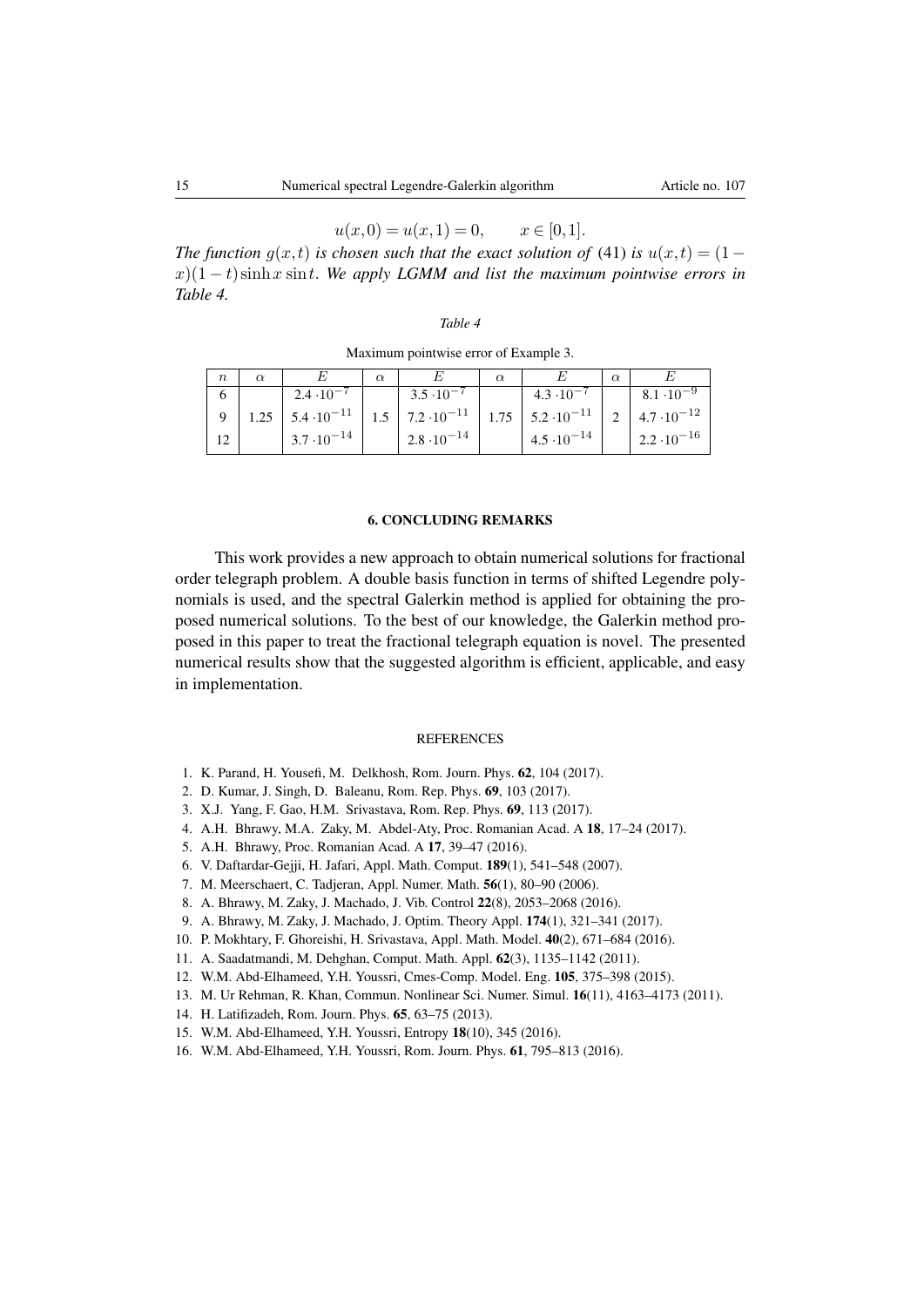$$u(x,0) = u(x,1) = 0, \qquad x \in [0,1].$$

*The function $g(x,t)$ is chosen such that the exact solution of* (41) *is $u(x,t) = (1-x)(1-t)\sinh x \sin t$. We apply LGMM and list the maximum pointwise errors in Table 4.*

*Table 4*

Maximum pointwise error of Example 3.

| $n$ | $\alpha$ | $E$ | $\alpha$ | $E$ | $\alpha$ | $E$ | $\alpha$ | $E$ |
|---|---|---|---|---|---|---|---|---|
| 6 | | $2.4 \cdot 10^{-7}$ | | $3.5 \cdot 10^{-7}$ | | $4.3 \cdot 10^{-7}$ | | $8.1 \cdot 10^{-9}$ |
| 9 | 1.25 | $5.4 \cdot 10^{-11}$ | 1.5 | $7.2 \cdot 10^{-11}$ | 1.75 | $5.2 \cdot 10^{-11}$ | 2 | $4.7 \cdot 10^{-12}$ |
| 12 | | $3.7 \cdot 10^{-14}$ | | $2.8 \cdot 10^{-14}$ | | $4.5 \cdot 10^{-14}$ | | $2.2 \cdot 10^{-16}$ |

## 6. CONCLUDING REMARKS

This work provides a new approach to obtain numerical solutions for fractional order telegraph problem. A double basis function in terms of shifted Legendre polynomials is used, and the spectral Galerkin method is applied for obtaining the proposed numerical solutions. To the best of our knowledge, the Galerkin method proposed in this paper to treat the fractional telegraph equation is novel. The presented numerical results show that the suggested algorithm is efficient, applicable, and easy in implementation.

## REFERENCES

1. K. Parand, H. Yousefi, M. Delkhosh, Rom. Journ. Phys. **62**, 104 (2017).
2. D. Kumar, J. Singh, D. Baleanu, Rom. Rep. Phys. **69**, 103 (2017).
3. X.J. Yang, F. Gao, H.M. Srivastava, Rom. Rep. Phys. **69**, 113 (2017).
4. A.H. Bhrawy, M.A. Zaky, M. Abdel-Aty, Proc. Romanian Acad. A **18**, 17–24 (2017).
5. A.H. Bhrawy, Proc. Romanian Acad. A **17**, 39–47 (2016).
6. V. Daftardar-Gejji, H. Jafari, Appl. Math. Comput. **189**(1), 541–548 (2007).
7. M. Meerschaert, C. Tadjeran, Appl. Numer. Math. **56**(1), 80–90 (2006).
8. A. Bhrawy, M. Zaky, J. Machado, J. Vib. Control **22**(8), 2053–2068 (2016).
9. A. Bhrawy, M. Zaky, J. Machado, J. Optim. Theory Appl. **174**(1), 321–341 (2017).
10. P. Mokhtary, F. Ghoreishi, H. Srivastava, Appl. Math. Model. **40**(2), 671–684 (2016).
11. A. Saadatmandi, M. Dehghan, Comput. Math. Appl. **62**(3), 1135–1142 (2011).
12. W.M. Abd-Elhameed, Y.H. Youssri, Cmes-Comp. Model. Eng. **105**, 375–398 (2015).
13. M. Ur Rehman, R. Khan, Commun. Nonlinear Sci. Numer. Simul. **16**(11), 4163–4173 (2011).
14. H. Latifizadeh, Rom. Journ. Phys. **65**, 63–75 (2013).
15. W.M. Abd-Elhameed, Y.H. Youssri, Entropy **18**(10), 345 (2016).
16. W.M. Abd-Elhameed, Y.H. Youssri, Rom. Journ. Phys. **61**, 795–813 (2016).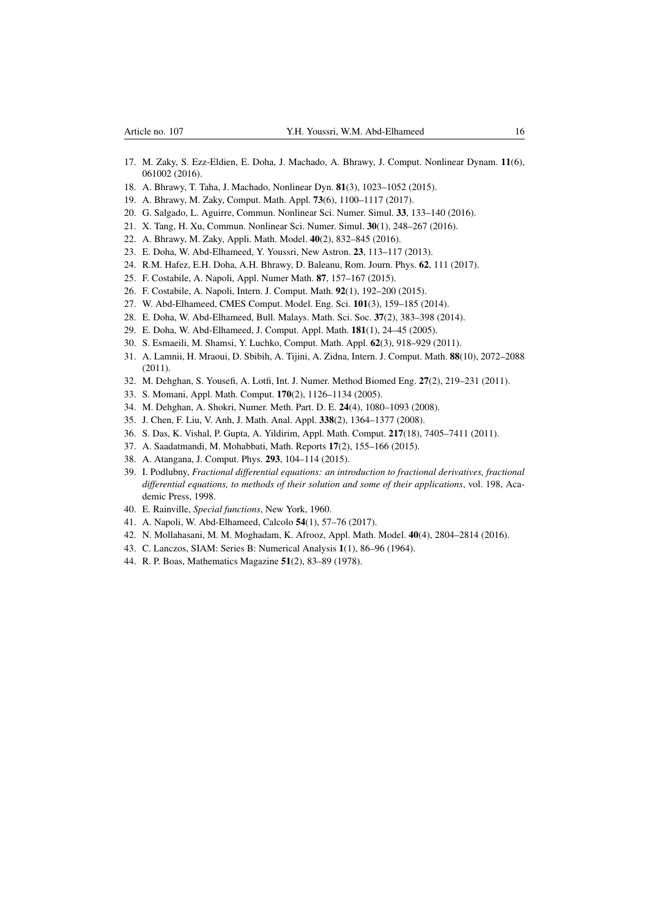17. M. Zaky, S. Ezz-Eldien, E. Doha, J. Machado, A. Bhrawy, J. Comput. Nonlinear Dynam. **11**(6), 061002 (2016).
18. A. Bhrawy, T. Taha, J. Machado, Nonlinear Dyn. **81**(3), 1023–1052 (2015).
19. A. Bhrawy, M. Zaky, Comput. Math. Appl. **73**(6), 1100–1117 (2017).
20. G. Salgado, L. Aguirre, Commun. Nonlinear Sci. Numer. Simul. **33**, 133–140 (2016).
21. X. Tang, H. Xu, Commun. Nonlinear Sci. Numer. Simul. **30**(1), 248–267 (2016).
22. A. Bhrawy, M. Zaky, Appli. Math. Model. **40**(2), 832–845 (2016).
23. E. Doha, W. Abd-Elhameed, Y. Youssri, New Astron. **23**, 113–117 (2013).
24. R.M. Hafez, E.H. Doha, A.H. Bhrawy, D. Baleanu, Rom. Journ. Phys. **62**, 111 (2017).
25. F. Costabile, A. Napoli, Appl. Numer Math. **87**, 157–167 (2015).
26. F. Costabile, A. Napoli, Intern. J. Comput. Math. **92**(1), 192–200 (2015).
27. W. Abd-Elhameed, CMES Comput. Model. Eng. Sci. **101**(3), 159–185 (2014).
28. E. Doha, W. Abd-Elhameed, Bull. Malays. Math. Sci. Soc. **37**(2), 383–398 (2014).
29. E. Doha, W. Abd-Elhameed, J. Comput. Appl. Math. **181**(1), 24–45 (2005).
30. S. Esmaeili, M. Shamsi, Y. Luchko, Comput. Math. Appl. **62**(3), 918–929 (2011).
31. A. Lamnii, H. Mraoui, D. Sbibih, A. Tijini, A. Zidna, Intern. J. Comput. Math. **88**(10), 2072–2088 (2011).
32. M. Dehghan, S. Yousefi, A. Lotfi, Int. J. Numer. Method Biomed Eng. **27**(2), 219–231 (2011).
33. S. Momani, Appl. Math. Comput. **170**(2), 1126–1134 (2005).
34. M. Dehghan, A. Shokri, Numer. Meth. Part. D. E. **24**(4), 1080–1093 (2008).
35. J. Chen, F. Liu, V. Anh, J. Math. Anal. Appl. **338**(2), 1364–1377 (2008).
36. S. Das, K. Vishal, P. Gupta, A. Yildirim, Appl. Math. Comput. **217**(18), 7405–7411 (2011).
37. A. Saadatmandi, M. Mohabbati, Math. Reports **17**(2), 155–166 (2015).
38. A. Atangana, J. Comput. Phys. **293**, 104–114 (2015).
39. I. Podlubny, *Fractional differential equations: an introduction to fractional derivatives, fractional differential equations, to methods of their solution and some of their applications*, vol. 198, Academic Press, 1998.
40. E. Rainville, *Special functions*, New York, 1960.
41. A. Napoli, W. Abd-Elhameed, Calcolo **54**(1), 57–76 (2017).
42. N. Mollahasani, M. M. Moghadam, K. Afrooz, Appl. Math. Model. **40**(4), 2804–2814 (2016).
43. C. Lanczos, SIAM: Series B: Numerical Analysis **1**(1), 86–96 (1964).
44. R. P. Boas, Mathematics Magazine **51**(2), 83–89 (1978).